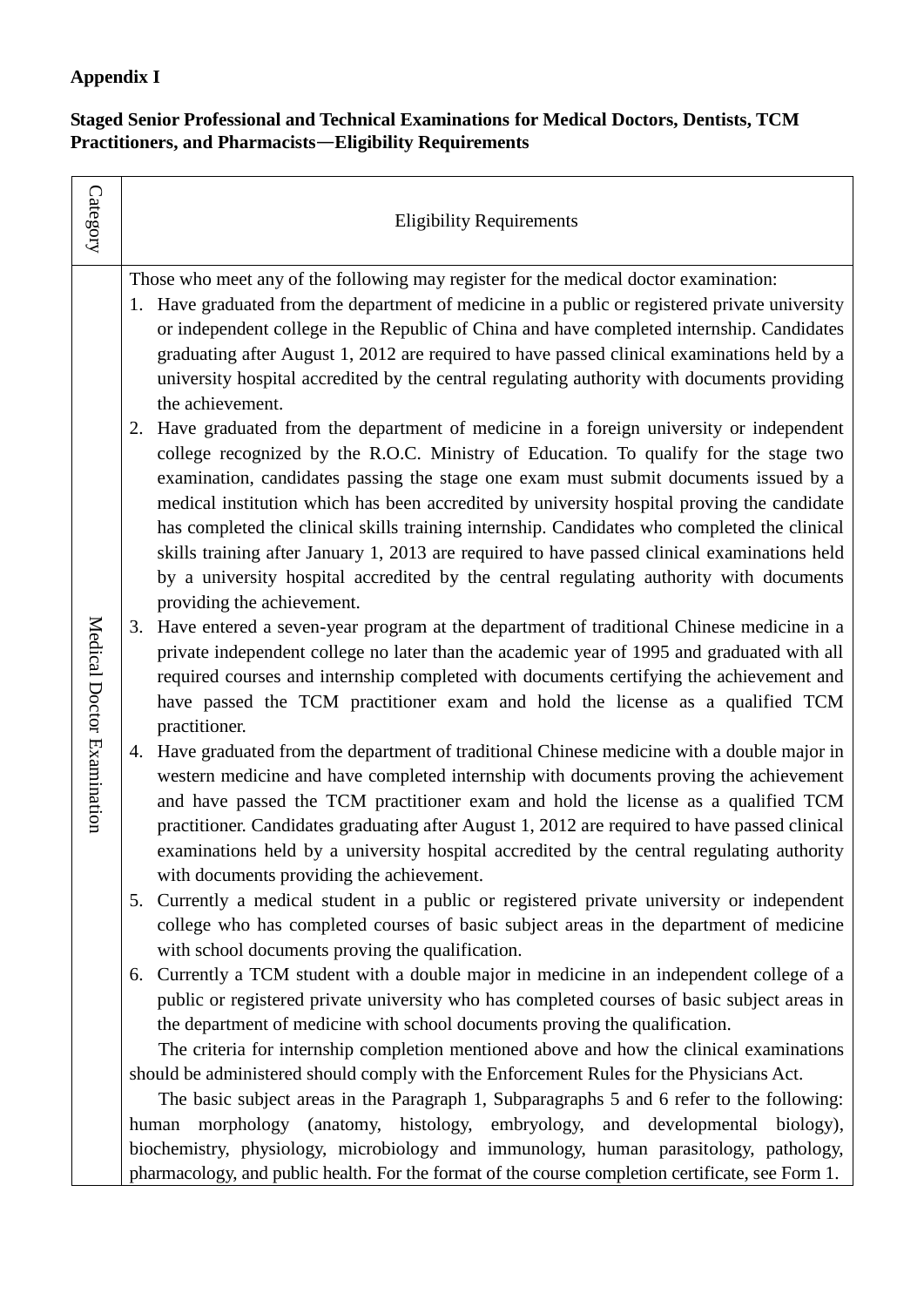**Appendix I**

**Staged Senior Professional and Technical Examinations for Medical Doctors, Dentists, TCM Practitioners, and Pharmacists—Eligibility Requirements**

| Category | Eligibility Requirements |
|---|---|
| Medical Doctor Examination | Those who meet any of the following may register for the medical doctor examination:<br>1. Have graduated from the department of medicine in a public or registered private university or independent college in the Republic of China and have completed internship. Candidates graduating after August 1, 2012 are required to have passed clinical examinations held by a university hospital accredited by the central regulating authority with documents providing the achievement.<br>2. Have graduated from the department of medicine in a foreign university or independent college recognized by the R.O.C. Ministry of Education. To qualify for the stage two examination, candidates passing the stage one exam must submit documents issued by a medical institution which has been accredited by university hospital proving the candidate has completed the clinical skills training internship. Candidates who completed the clinical skills training after January 1, 2013 are required to have passed clinical examinations held by a university hospital accredited by the central regulating authority with documents providing the achievement.<br>3. Have entered a seven-year program at the department of traditional Chinese medicine in a private independent college no later than the academic year of 1995 and graduated with all required courses and internship completed with documents certifying the achievement and have passed the TCM practitioner exam and hold the license as a qualified TCM practitioner.<br>4. Have graduated from the department of traditional Chinese medicine with a double major in western medicine and have completed internship with documents proving the achievement and have passed the TCM practitioner exam and hold the license as a qualified TCM practitioner. Candidates graduating after August 1, 2012 are required to have passed clinical examinations held by a university hospital accredited by the central regulating authority with documents providing the achievement.<br>5. Currently a medical student in a public or registered private university or independent college who has completed courses of basic subject areas in the department of medicine with school documents proving the qualification.<br>6. Currently a TCM student with a double major in medicine in an independent college of a public or registered private university who has completed courses of basic subject areas in the department of medicine with school documents proving the qualification.<br>The criteria for internship completion mentioned above and how the clinical examinations should be administered should comply with the Enforcement Rules for the Physicians Act.<br>The basic subject areas in the Paragraph 1, Subparagraphs 5 and 6 refer to the following: human morphology (anatomy, histology, embryology, and developmental biology), biochemistry, physiology, microbiology and immunology, human parasitology, pathology, pharmacology, and public health. For the format of the course completion certificate, see Form 1. |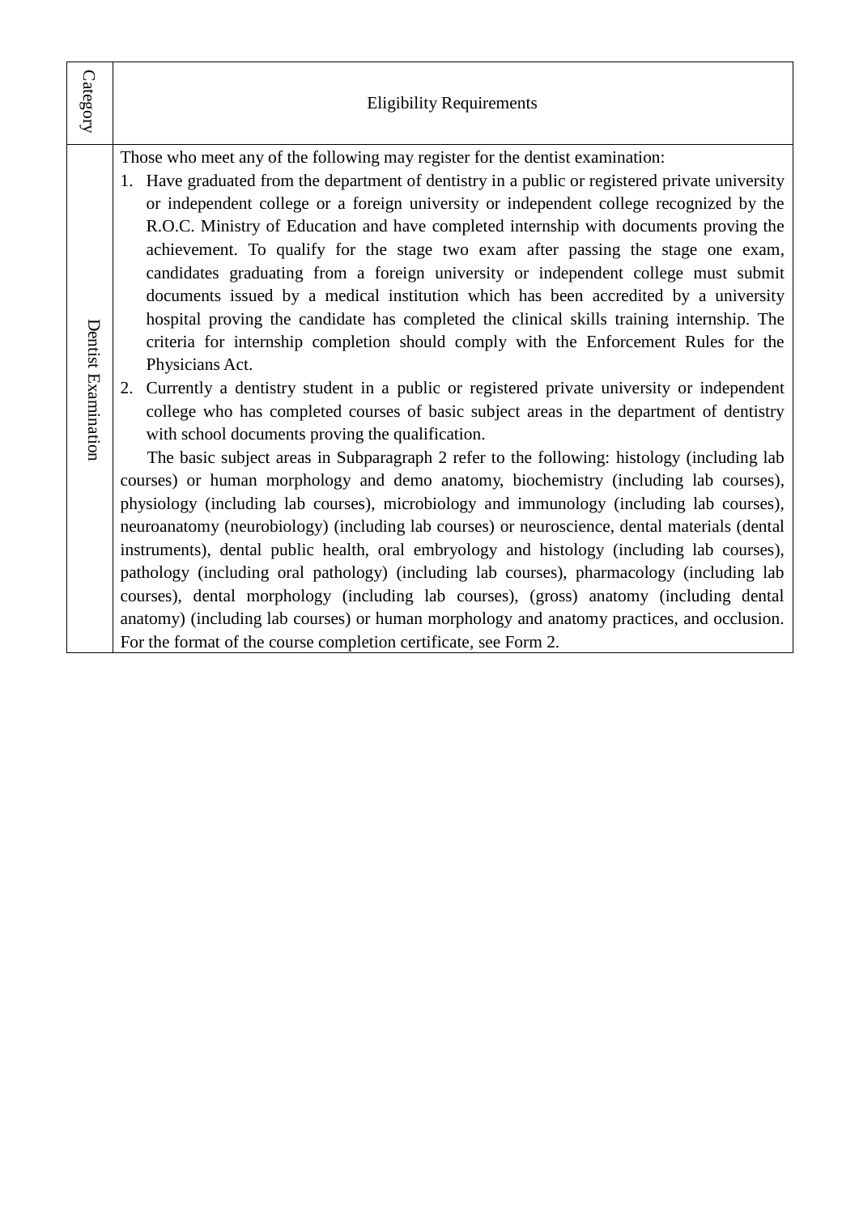| Category | Eligibility Requirements |
| --- | --- |
| Dentist Examination | Those who meet any of the following may register for the dentist examination:<br>1. Have graduated from the department of dentistry in a public or registered private university or independent college or a foreign university or independent college recognized by the R.O.C. Ministry of Education and have completed internship with documents proving the achievement. To qualify for the stage two exam after passing the stage one exam, candidates graduating from a foreign university or independent college must submit documents issued by a medical institution which has been accredited by a university hospital proving the candidate has completed the clinical skills training internship. The criteria for internship completion should comply with the Enforcement Rules for the Physicians Act.<br>2. Currently a dentistry student in a public or registered private university or independent college who has completed courses of basic subject areas in the department of dentistry with school documents proving the qualification.<br>The basic subject areas in Subparagraph 2 refer to the following: histology (including lab courses) or human morphology and demo anatomy, biochemistry (including lab courses), physiology (including lab courses), microbiology and immunology (including lab courses), neuroanatomy (neurobiology) (including lab courses) or neuroscience, dental materials (dental instruments), dental public health, oral embryology and histology (including lab courses), pathology (including oral pathology) (including lab courses), pharmacology (including lab courses), dental morphology (including lab courses), (gross) anatomy (including dental anatomy) (including lab courses) or human morphology and anatomy practices, and occlusion. For the format of the course completion certificate, see Form 2. |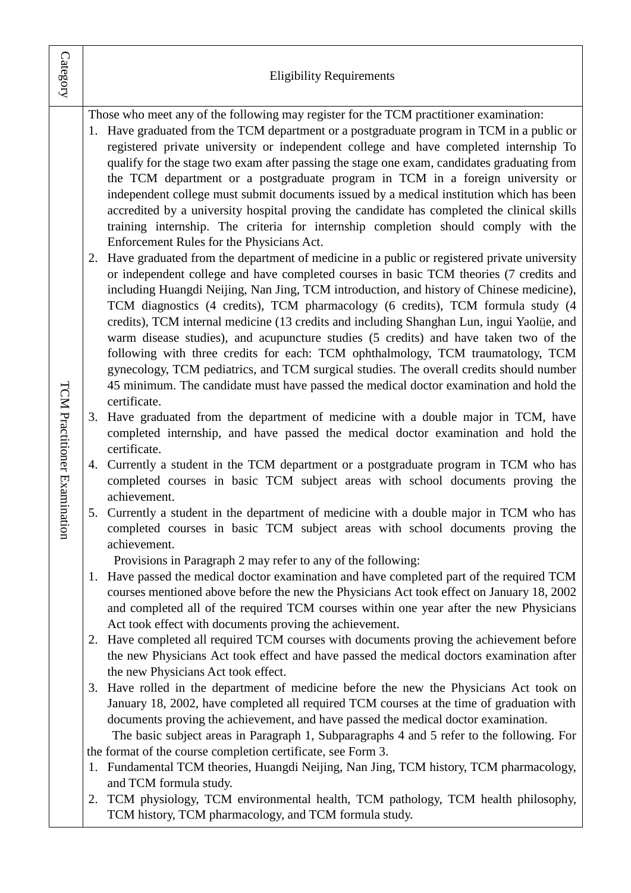| Category | Eligibility Requirements |
|---|---|
| TCM Practitioner Examination | Those who meet any of the following may register for the TCM practitioner examination:<br>1. Have graduated from the TCM department or a postgraduate program in TCM in a public or registered private university or independent college and have completed internship To qualify for the stage two exam after passing the stage one exam, candidates graduating from the TCM department or a postgraduate program in TCM in a foreign university or independent college must submit documents issued by a medical institution which has been accredited by a university hospital proving the candidate has completed the clinical skills training internship. The criteria for internship completion should comply with the Enforcement Rules for the Physicians Act.<br>2. Have graduated from the department of medicine in a public or registered private university or independent college and have completed courses in basic TCM theories (7 credits and including Huangdi Neijing, Nan Jing, TCM introduction, and history of Chinese medicine), TCM diagnostics (4 credits), TCM pharmacology (6 credits), TCM formula study (4 credits), TCM internal medicine (13 credits and including Shanghan Lun, ingui Yaolüe, and warm disease studies), and acupuncture studies (5 credits) and have taken two of the following with three credits for each: TCM ophthalmology, TCM traumatology, TCM gynecology, TCM pediatrics, and TCM surgical studies. The overall credits should number 45 minimum. The candidate must have passed the medical doctor examination and hold the certificate.<br>3. Have graduated from the department of medicine with a double major in TCM, have completed internship, and have passed the medical doctor examination and hold the certificate.<br>4. Currently a student in the TCM department or a postgraduate program in TCM who has completed courses in basic TCM subject areas with school documents proving the achievement.<br>5. Currently a student in the department of medicine with a double major in TCM who has completed courses in basic TCM subject areas with school documents proving the achievement.<br>Provisions in Paragraph 2 may refer to any of the following:<br>1. Have passed the medical doctor examination and have completed part of the required TCM courses mentioned above before the new the Physicians Act took effect on January 18, 2002 and completed all of the required TCM courses within one year after the new Physicians Act took effect with documents proving the achievement.<br>2. Have completed all required TCM courses with documents proving the achievement before the new Physicians Act took effect and have passed the medical doctors examination after the new Physicians Act took effect.<br>3. Have rolled in the department of medicine before the new the Physicians Act took on January 18, 2002, have completed all required TCM courses at the time of graduation with documents proving the achievement, and have passed the medical doctor examination.<br>The basic subject areas in Paragraph 1, Subparagraphs 4 and 5 refer to the following. For the format of the course completion certificate, see Form 3.<br>1. Fundamental TCM theories, Huangdi Neijing, Nan Jing, TCM history, TCM pharmacology, and TCM formula study.<br>2. TCM physiology, TCM environmental health, TCM pathology, TCM health philosophy, TCM history, TCM pharmacology, and TCM formula study. |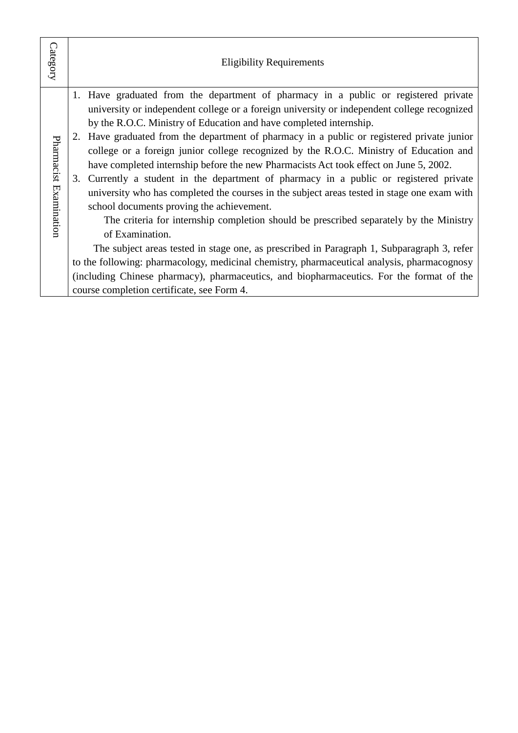| Category | Eligibility Requirements |
| --- | --- |
| Pharmacist Examination | 1. Have graduated from the department of pharmacy in a public or registered private university or independent college or a foreign university or independent college recognized by the R.O.C. Ministry of Education and have completed internship.<br>2. Have graduated from the department of pharmacy in a public or registered private junior college or a foreign junior college recognized by the R.O.C. Ministry of Education and have completed internship before the new Pharmacists Act took effect on June 5, 2002.<br>3. Currently a student in the department of pharmacy in a public or registered private university who has completed the courses in the subject areas tested in stage one exam with school documents proving the achievement.<br>The criteria for internship completion should be prescribed separately by the Ministry of Examination.<br>The subject areas tested in stage one, as prescribed in Paragraph 1, Subparagraph 3, refer to the following: pharmacology, medicinal chemistry, pharmaceutical analysis, pharmacognosy (including Chinese pharmacy), pharmaceutics, and biopharmaceutics. For the format of the course completion certificate, see Form 4. |